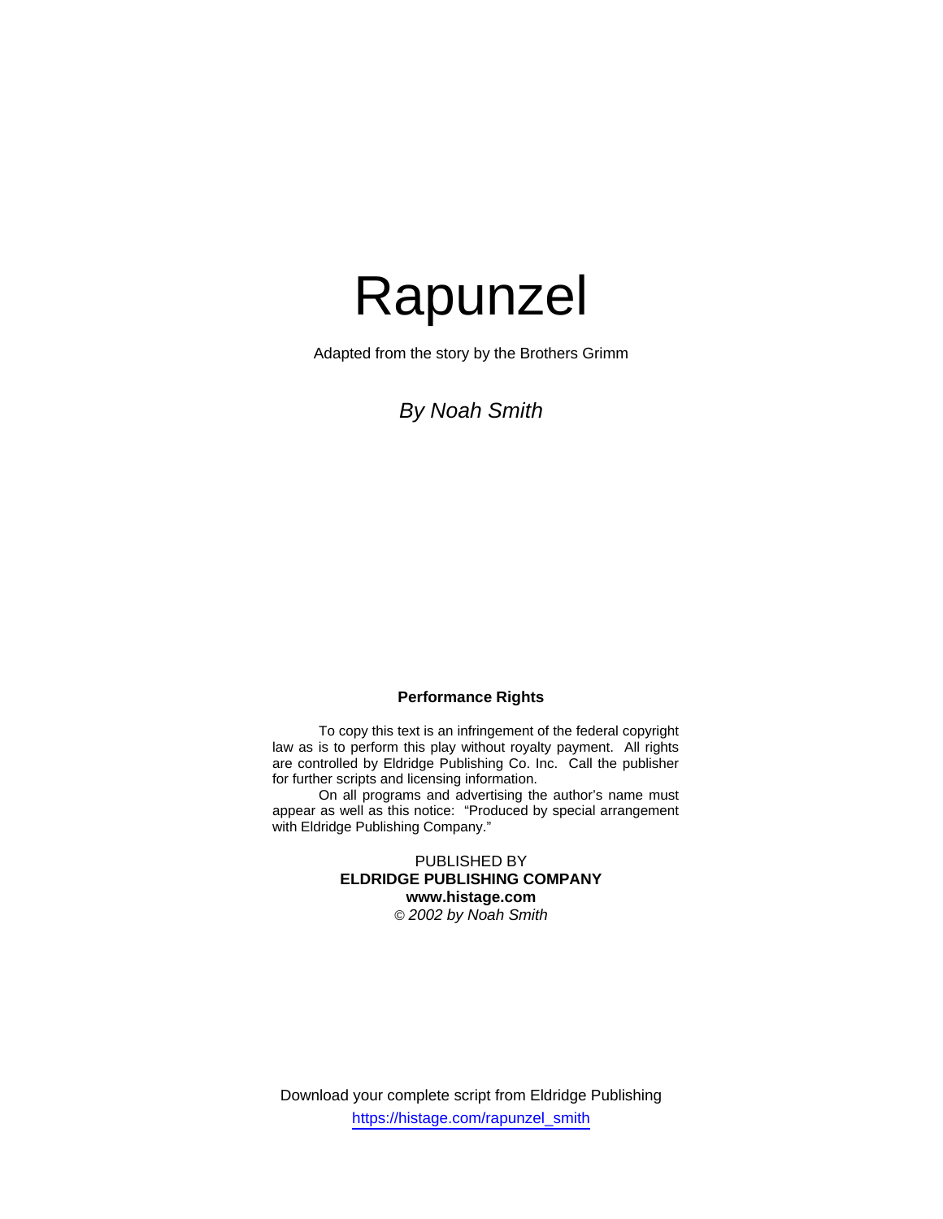# Rapunzel

Adapted from the story by the Brothers Grimm

*By Noah Smith*

**Performance Rights**

To copy this text is an infringement of the federal copyright law as is to perform this play without royalty payment. All rights are controlled by Eldridge Publishing Co. Inc. Call the publisher for further scripts and licensing information.

On all programs and advertising the author's name must appear as well as this notice: "Produced by special arrangement with Eldridge Publishing Company."

PUBLISHED BY
**ELDRIDGE PUBLISHING COMPANY**
**www.histage.com**
*© 2002 by Noah Smith*

Download your complete script from Eldridge Publishing
https://histage.com/rapunzel_smith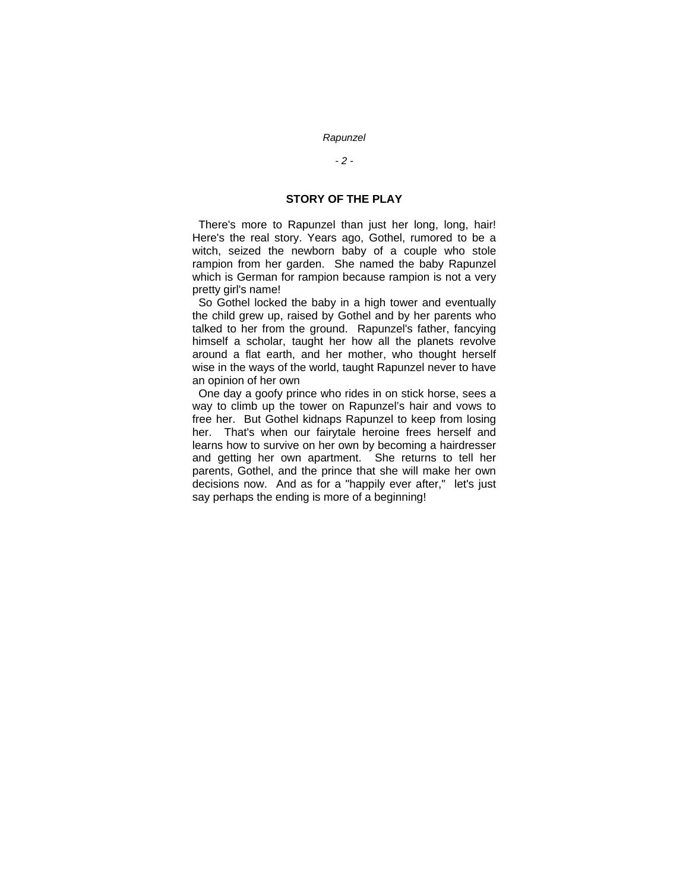## STORY OF THE PLAY

There's more to Rapunzel than just her long, long, hair! Here's the real story. Years ago, Gothel, rumored to be a witch, seized the newborn baby of a couple who stole rampion from her garden. She named the baby Rapunzel which is German for rampion because rampion is not a very pretty girl's name!

So Gothel locked the baby in a high tower and eventually the child grew up, raised by Gothel and by her parents who talked to her from the ground. Rapunzel's father, fancying himself a scholar, taught her how all the planets revolve around a flat earth, and her mother, who thought herself wise in the ways of the world, taught Rapunzel never to have an opinion of her own

One day a goofy prince who rides in on stick horse, sees a way to climb up the tower on Rapunzel's hair and vows to free her. But Gothel kidnaps Rapunzel to keep from losing her. That's when our fairytale heroine frees herself and learns how to survive on her own by becoming a hairdresser and getting her own apartment. She returns to tell her parents, Gothel, and the prince that she will make her own decisions now. And as for a "happily ever after," let's just say perhaps the ending is more of a beginning!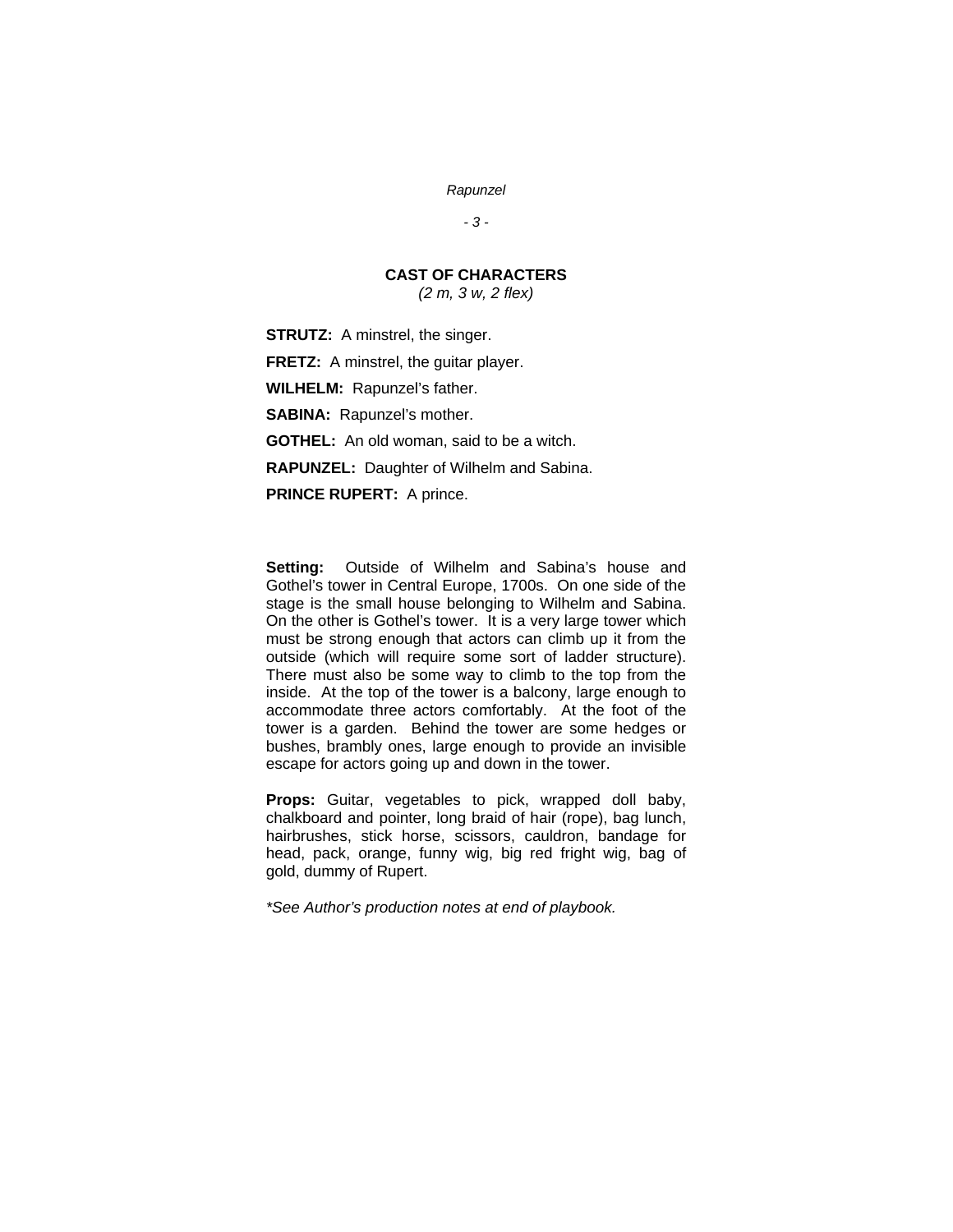## CAST OF CHARACTERS

*(2 m, 3 w, 2 flex)*

**STRUTZ:** A minstrel, the singer.

**FRETZ:** A minstrel, the guitar player.

**WILHELM:** Rapunzel's father.

**SABINA:** Rapunzel's mother.

**GOTHEL:** An old woman, said to be a witch.

**RAPUNZEL:** Daughter of Wilhelm and Sabina.

**PRINCE RUPERT:** A prince.

**Setting:** Outside of Wilhelm and Sabina's house and Gothel's tower in Central Europe, 1700s. On one side of the stage is the small house belonging to Wilhelm and Sabina. On the other is Gothel's tower. It is a very large tower which must be strong enough that actors can climb up it from the outside (which will require some sort of ladder structure). There must also be some way to climb to the top from the inside. At the top of the tower is a balcony, large enough to accommodate three actors comfortably. At the foot of the tower is a garden. Behind the tower are some hedges or bushes, brambly ones, large enough to provide an invisible escape for actors going up and down in the tower.

**Props:** Guitar, vegetables to pick, wrapped doll baby, chalkboard and pointer, long braid of hair (rope), bag lunch, hairbrushes, stick horse, scissors, cauldron, bandage for head, pack, orange, funny wig, big red fright wig, bag of gold, dummy of Rupert.

*\*See Author's production notes at end of playbook.*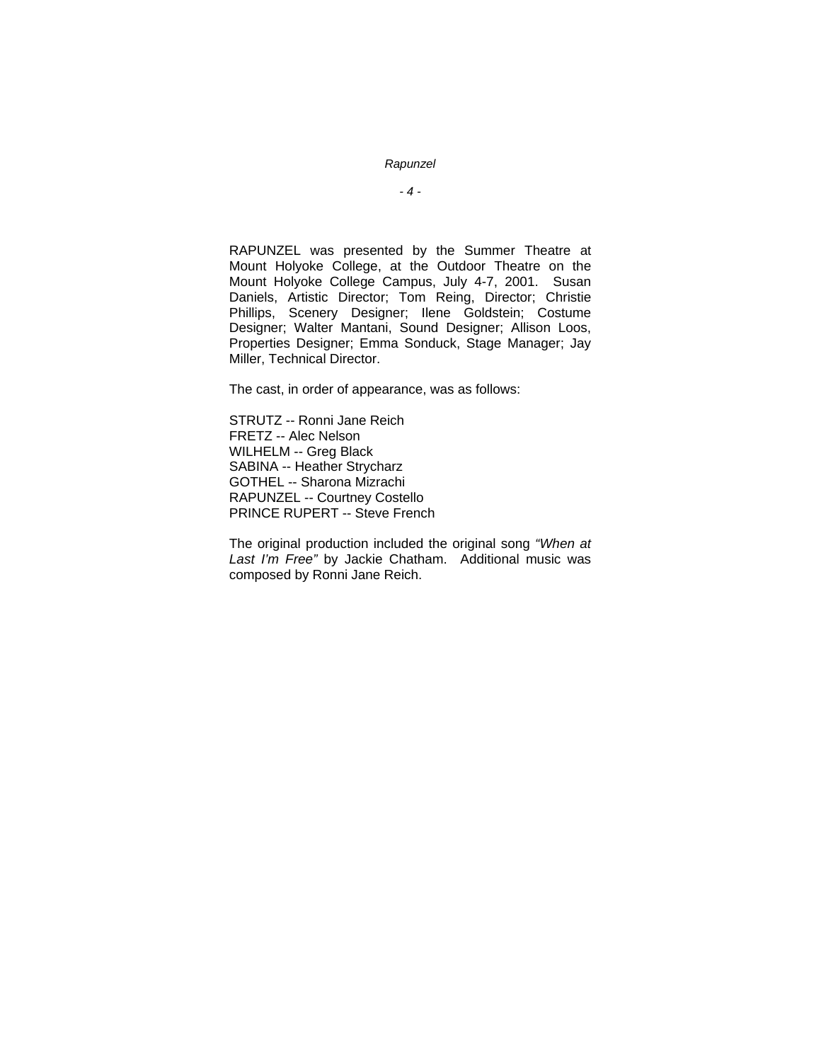RAPUNZEL was presented by the Summer Theatre at Mount Holyoke College, at the Outdoor Theatre on the Mount Holyoke College Campus, July 4-7, 2001. Susan Daniels, Artistic Director; Tom Reing, Director; Christie Phillips, Scenery Designer; Ilene Goldstein; Costume Designer; Walter Mantani, Sound Designer; Allison Loos, Properties Designer; Emma Sonduck, Stage Manager; Jay Miller, Technical Director.

The cast, in order of appearance, was as follows:

STRUTZ -- Ronni Jane Reich  
FRETZ -- Alec Nelson  
WILHELM -- Greg Black  
SABINA -- Heather Strycharz  
GOTHEL -- Sharona Mizrachi  
RAPUNZEL -- Courtney Costello  
PRINCE RUPERT -- Steve French

The original production included the original song *"When at Last I'm Free"* by Jackie Chatham. Additional music was composed by Ronni Jane Reich.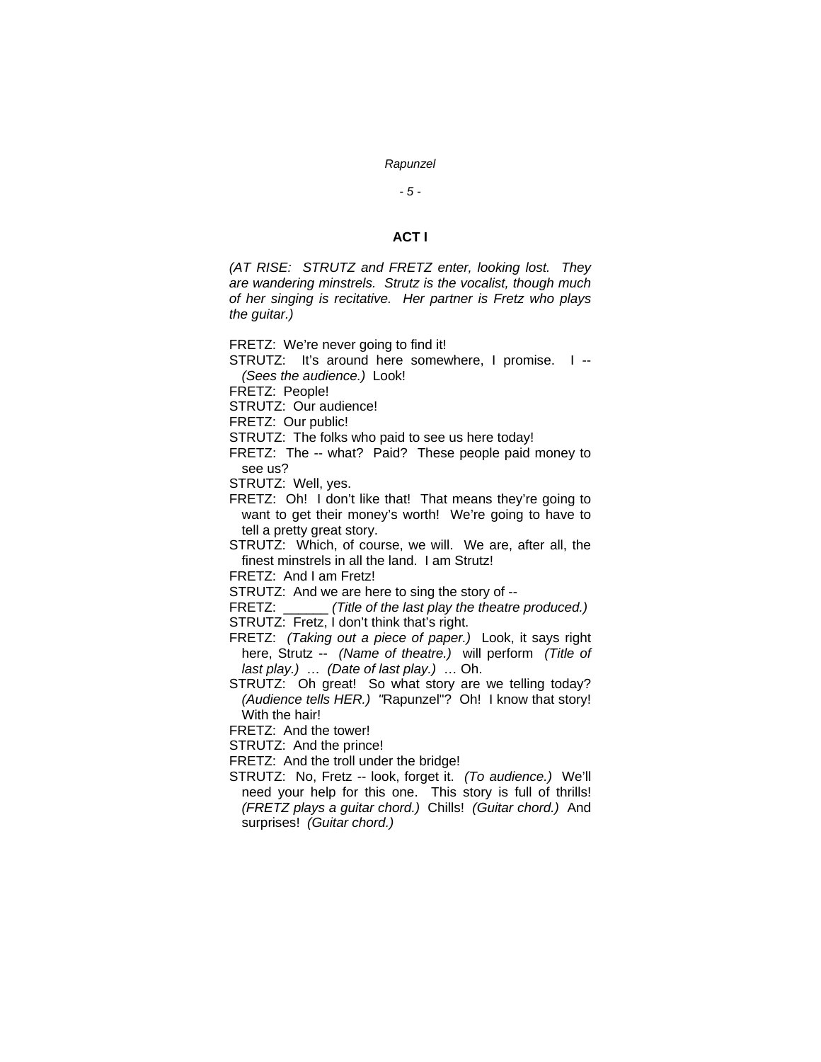## ACT I

*(AT RISE: STRUTZ and FRETZ enter, looking lost. They are wandering minstrels. Strutz is the vocalist, though much of her singing is recitative. Her partner is Fretz who plays the guitar.)*

FRETZ: We're never going to find it!

STRUTZ: It's around here somewhere, I promise. I -- *(Sees the audience.)* Look!

FRETZ: People!

STRUTZ: Our audience!

FRETZ: Our public!

STRUTZ: The folks who paid to see us here today!

FRETZ: The -- what? Paid? These people paid money to see us?

STRUTZ: Well, yes.

FRETZ: Oh! I don't like that! That means they're going to want to get their money's worth! We're going to have to tell a pretty great story.

STRUTZ: Which, of course, we will. We are, after all, the finest minstrels in all the land. I am Strutz!

FRETZ: And I am Fretz!

STRUTZ: And we are here to sing the story of --

FRETZ: ______ *(Title of the last play the theatre produced.)*

STRUTZ: Fretz, I don't think that's right.

FRETZ: *(Taking out a piece of paper.)* Look, it says right here, Strutz -- *(Name of theatre.)* will perform *(Title of last play.)* … *(Date of last play.)* … Oh.

STRUTZ: Oh great! So what story are we telling today? *(Audience tells HER.)* "Rapunzel"? Oh! I know that story! With the hair!

FRETZ: And the tower!

STRUTZ: And the prince!

FRETZ: And the troll under the bridge!

STRUTZ: No, Fretz -- look, forget it. *(To audience.)* We'll need your help for this one. This story is full of thrills! *(FRETZ plays a guitar chord.)* Chills! *(Guitar chord.)* And surprises! *(Guitar chord.)*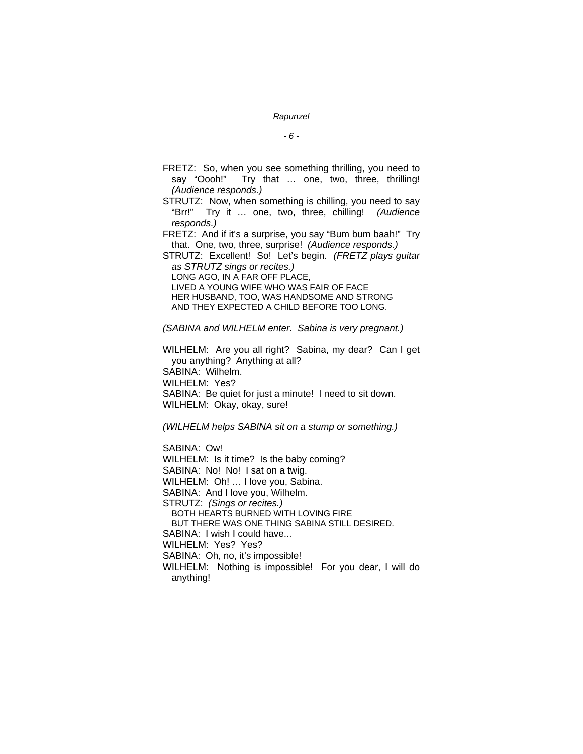FRETZ: So, when you see something thrilling, you need to say "Oooh!" Try that … one, two, three, thrilling! *(Audience responds.)*

STRUTZ: Now, when something is chilling, you need to say "Brr!" Try it … one, two, three, chilling! *(Audience responds.)*

FRETZ: And if it's a surprise, you say "Bum bum baah!" Try that. One, two, three, surprise! *(Audience responds.)*

STRUTZ: Excellent! So! Let's begin. *(FRETZ plays guitar as STRUTZ sings or recites.)*

LONG AGO, IN A FAR OFF PLACE,
LIVED A YOUNG WIFE WHO WAS FAIR OF FACE
HER HUSBAND, TOO, WAS HANDSOME AND STRONG
AND THEY EXPECTED A CHILD BEFORE TOO LONG.

*(SABINA and WILHELM enter. Sabina is very pregnant.)*

WILHELM: Are you all right? Sabina, my dear? Can I get you anything? Anything at all?

SABINA: Wilhelm.

WILHELM: Yes?

SABINA: Be quiet for just a minute! I need to sit down.

WILHELM: Okay, okay, sure!

*(WILHELM helps SABINA sit on a stump or something.)*

SABINA: Ow!

WILHELM: Is it time? Is the baby coming?

SABINA: No! No! I sat on a twig.

WILHELM: Oh! … I love you, Sabina.

SABINA: And I love you, Wilhelm.

STRUTZ: *(Sings or recites.)*

BOTH HEARTS BURNED WITH LOVING FIRE
BUT THERE WAS ONE THING SABINA STILL DESIRED.

SABINA: I wish I could have...

WILHELM: Yes? Yes?

SABINA: Oh, no, it's impossible!

WILHELM: Nothing is impossible! For you dear, I will do anything!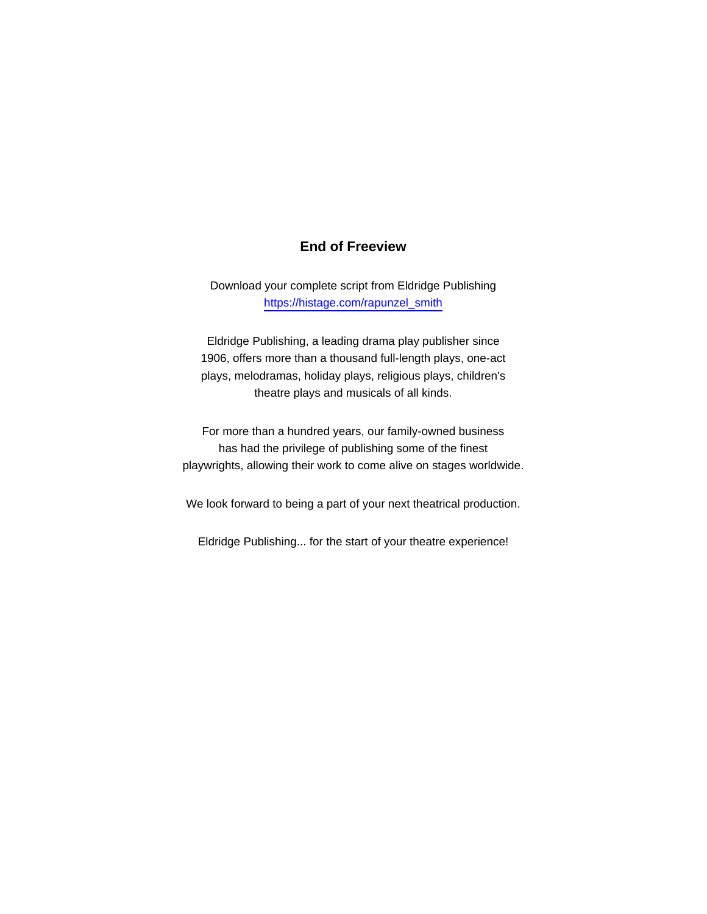## End of Freeview

Download your complete script from Eldridge Publishing
https://histage.com/rapunzel_smith

Eldridge Publishing, a leading drama play publisher since 1906, offers more than a thousand full-length plays, one-act plays, melodramas, holiday plays, religious plays, children's theatre plays and musicals of all kinds.

For more than a hundred years, our family-owned business has had the privilege of publishing some of the finest playwrights, allowing their work to come alive on stages worldwide.

We look forward to being a part of your next theatrical production.

Eldridge Publishing... for the start of your theatre experience!